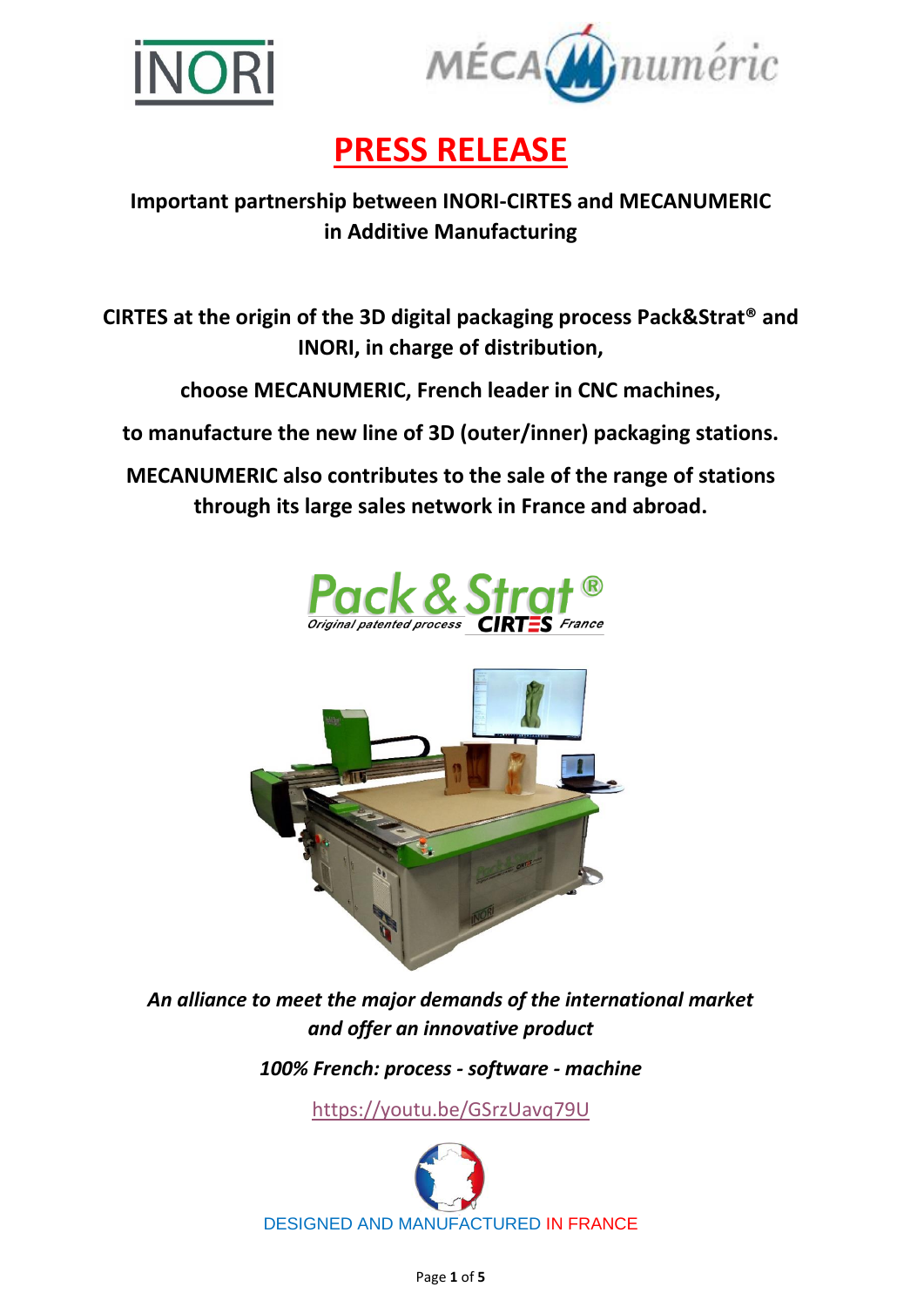# PRESS RELEASE

**Important partnership between INORI-CIRTES and MECANUMERIC in Additive Manufacturing**

**CIRTES at the origin of the 3D digital packaging process Pack&Strat® and INORI, in charge of distribution,**

**choose MECANUMERIC, French leader in CNC machines,**

**to manufacture the new line of 3D (outer/inner) packaging stations.**

**MECANUMERIC also contributes to the sale of the range of stations through its large sales network in France and abroad.**

*An alliance to meet the major demands of the international market and offer an innovative product*

*100% French: process - software - machine*

https://youtu.be/GSrzUavq79U

DESIGNED AND MANUFACTURED IN FRANCE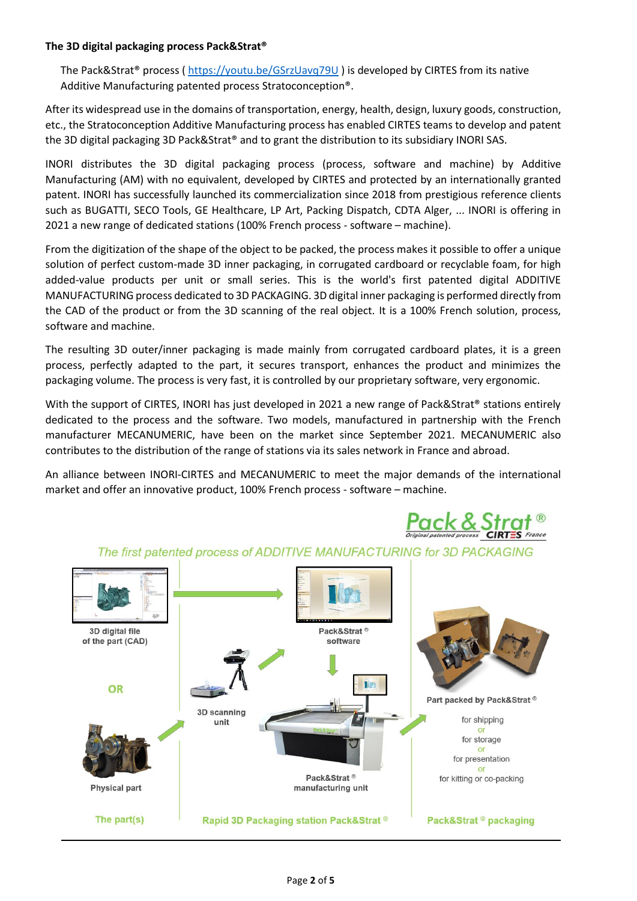**The 3D digital packaging process Pack&Strat®**

The Pack&Strat® process ( https://youtu.be/GSrzUavq79U ) is developed by CIRTES from its native Additive Manufacturing patented process Stratoconception®.

After its widespread use in the domains of transportation, energy, health, design, luxury goods, construction, etc., the Stratoconception Additive Manufacturing process has enabled CIRTES teams to develop and patent the 3D digital packaging 3D Pack&Strat® and to grant the distribution to its subsidiary INORI SAS.

INORI distributes the 3D digital packaging process (process, software and machine) by Additive Manufacturing (AM) with no equivalent, developed by CIRTES and protected by an internationally granted patent. INORI has successfully launched its commercialization since 2018 from prestigious reference clients such as BUGATTI, SECO Tools, GE Healthcare, LP Art, Packing Dispatch, CDTA Alger, ... INORI is offering in 2021 a new range of dedicated stations (100% French process - software – machine).

From the digitization of the shape of the object to be packed, the process makes it possible to offer a unique solution of perfect custom-made 3D inner packaging, in corrugated cardboard or recyclable foam, for high added-value products per unit or small series. This is the world's first patented digital ADDITIVE MANUFACTURING process dedicated to 3D PACKAGING. 3D digital inner packaging is performed directly from the CAD of the product or from the 3D scanning of the real object. It is a 100% French solution, process, software and machine.

The resulting 3D outer/inner packaging is made mainly from corrugated cardboard plates, it is a green process, perfectly adapted to the part, it secures transport, enhances the product and minimizes the packaging volume. The process is very fast, it is controlled by our proprietary software, very ergonomic.

With the support of CIRTES, INORI has just developed in 2021 a new range of Pack&Strat® stations entirely dedicated to the process and the software. Two models, manufactured in partnership with the French manufacturer MECANUMERIC, have been on the market since September 2021. MECANUMERIC also contributes to the distribution of the range of stations via its sales network in France and abroad.

An alliance between INORI-CIRTES and MECANUMERIC to meet the major demands of the international market and offer an innovative product, 100% French process - software – machine.

Pack & Strat® — Original patented process — CIRTES France

*The first patented process of ADDITIVE MANUFACTURING for 3D PACKAGING*

- **The part(s):** 3D digital file of the part (CAD) OR Physical part
- **Rapid 3D Packaging station Pack&Strat®:** 3D scanning unit; Pack&Strat® software; Pack&Strat® manufacturing unit
- **Pack&Strat® packaging:** Part packed by Pack&Strat® for shipping or for storage or for presentation or for kitting or co-packing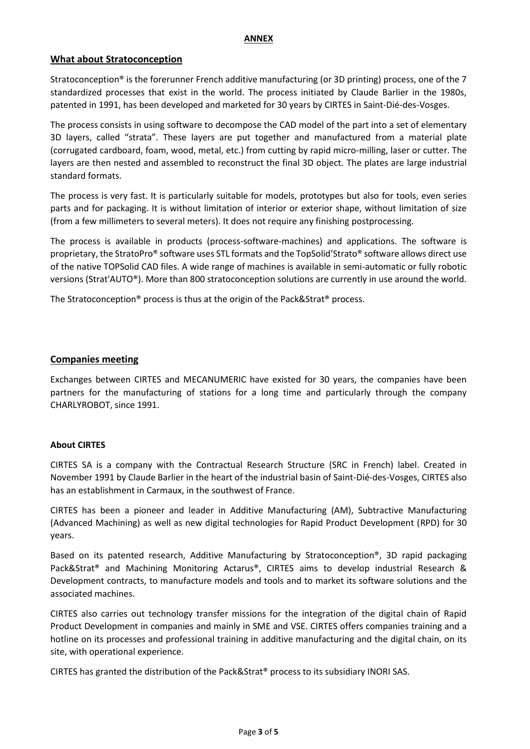**ANNEX**

## What about Stratoconception

Stratoconception® is the forerunner French additive manufacturing (or 3D printing) process, one of the 7 standardized processes that exist in the world. The process initiated by Claude Barlier in the 1980s, patented in 1991, has been developed and marketed for 30 years by CIRTES in Saint-Dié-des-Vosges.

The process consists in using software to decompose the CAD model of the part into a set of elementary 3D layers, called "strata". These layers are put together and manufactured from a material plate (corrugated cardboard, foam, wood, metal, etc.) from cutting by rapid micro-milling, laser or cutter. The layers are then nested and assembled to reconstruct the final 3D object. The plates are large industrial standard formats.

The process is very fast. It is particularly suitable for models, prototypes but also for tools, even series parts and for packaging. It is without limitation of interior or exterior shape, without limitation of size (from a few millimeters to several meters). It does not require any finishing postprocessing.

The process is available in products (process-software-machines) and applications. The software is proprietary, the StratoPro® software uses STL formats and the TopSolid'Strato® software allows direct use of the native TOPSolid CAD files. A wide range of machines is available in semi-automatic or fully robotic versions (Strat'AUTO®). More than 800 stratoconception solutions are currently in use around the world.

The Stratoconception® process is thus at the origin of the Pack&Strat® process.

## Companies meeting

Exchanges between CIRTES and MECANUMERIC have existed for 30 years, the companies have been partners for the manufacturing of stations for a long time and particularly through the company CHARLYROBOT, since 1991.

### About CIRTES

CIRTES SA is a company with the Contractual Research Structure (SRC in French) label. Created in November 1991 by Claude Barlier in the heart of the industrial basin of Saint-Dié-des-Vosges, CIRTES also has an establishment in Carmaux, in the southwest of France.

CIRTES has been a pioneer and leader in Additive Manufacturing (AM), Subtractive Manufacturing (Advanced Machining) as well as new digital technologies for Rapid Product Development (RPD) for 30 years.

Based on its patented research, Additive Manufacturing by Stratoconception®, 3D rapid packaging Pack&Strat® and Machining Monitoring Actarus®, CIRTES aims to develop industrial Research & Development contracts, to manufacture models and tools and to market its software solutions and the associated machines.

CIRTES also carries out technology transfer missions for the integration of the digital chain of Rapid Product Development in companies and mainly in SME and VSE. CIRTES offers companies training and a hotline on its processes and professional training in additive manufacturing and the digital chain, on its site, with operational experience.

CIRTES has granted the distribution of the Pack&Strat® process to its subsidiary INORI SAS.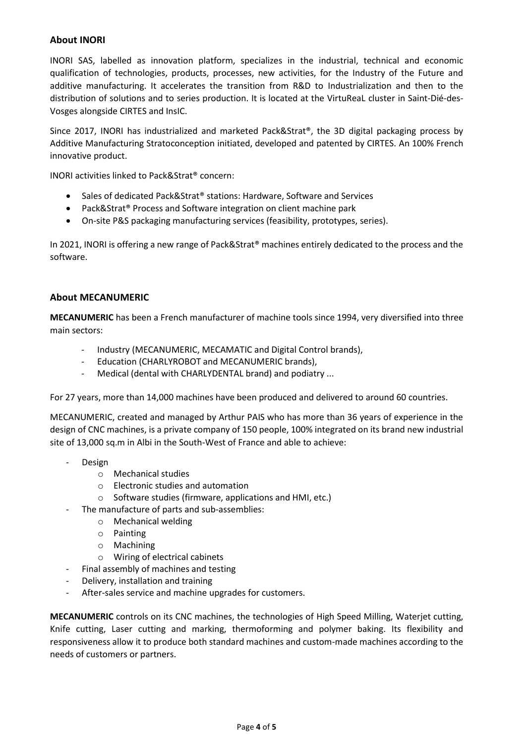## About INORI

INORI SAS, labelled as innovation platform, specializes in the industrial, technical and economic qualification of technologies, products, processes, new activities, for the Industry of the Future and additive manufacturing. It accelerates the transition from R&D to Industrialization and then to the distribution of solutions and to series production. It is located at the VirtuReaL cluster in Saint-Dié-des-Vosges alongside CIRTES and InsIC.

Since 2017, INORI has industrialized and marketed Pack&Strat®, the 3D digital packaging process by Additive Manufacturing Stratoconception initiated, developed and patented by CIRTES. An 100% French innovative product.

INORI activities linked to Pack&Strat® concern:

- Sales of dedicated Pack&Strat® stations: Hardware, Software and Services
- Pack&Strat® Process and Software integration on client machine park
- On-site P&S packaging manufacturing services (feasibility, prototypes, series).

In 2021, INORI is offering a new range of Pack&Strat® machines entirely dedicated to the process and the software.

## About MECANUMERIC

**MECANUMERIC** has been a French manufacturer of machine tools since 1994, very diversified into three main sectors:

- Industry (MECANUMERIC, MECAMATIC and Digital Control brands),
- Education (CHARLYROBOT and MECANUMERIC brands),
- Medical (dental with CHARLYDENTAL brand) and podiatry ...

For 27 years, more than 14,000 machines have been produced and delivered to around 60 countries.

MECANUMERIC, created and managed by Arthur PAIS who has more than 36 years of experience in the design of CNC machines, is a private company of 150 people, 100% integrated on its brand new industrial site of 13,000 sq.m in Albi in the South-West of France and able to achieve:

- Design
    - Mechanical studies
    - Electronic studies and automation
    - Software studies (firmware, applications and HMI, etc.)
- The manufacture of parts and sub-assemblies:
    - Mechanical welding
    - Painting
    - Machining
    - Wiring of electrical cabinets
- Final assembly of machines and testing
- Delivery, installation and training
- After-sales service and machine upgrades for customers.

**MECANUMERIC** controls on its CNC machines, the technologies of High Speed Milling, Waterjet cutting, Knife cutting, Laser cutting and marking, thermoforming and polymer baking. Its flexibility and responsiveness allow it to produce both standard machines and custom-made machines according to the needs of customers or partners.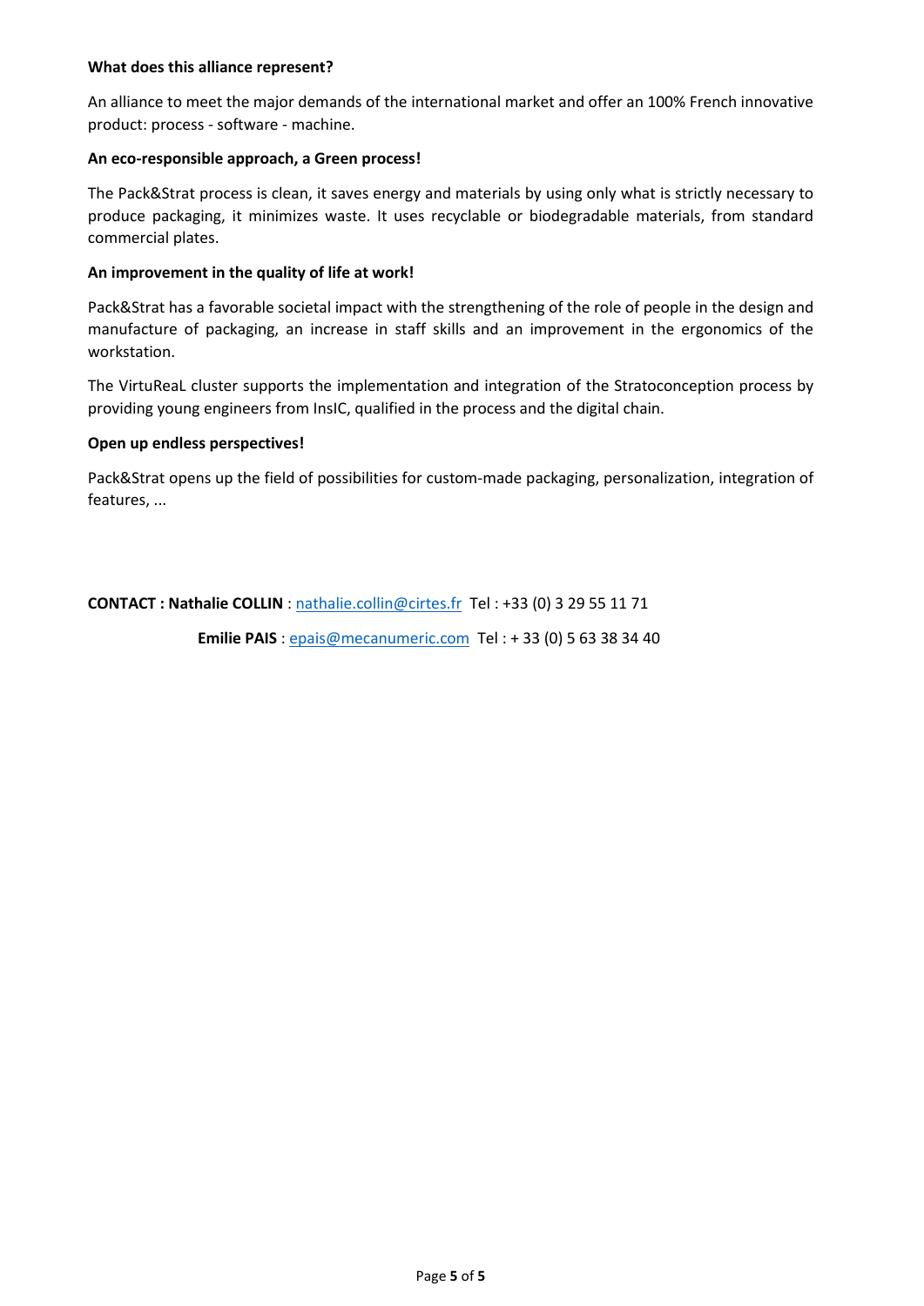**What does this alliance represent?**

An alliance to meet the major demands of the international market and offer an 100% French innovative product: process - software - machine.

**An eco-responsible approach, a Green process!**

The Pack&Strat process is clean, it saves energy and materials by using only what is strictly necessary to produce packaging, it minimizes waste. It uses recyclable or biodegradable materials, from standard commercial plates.

**An improvement in the quality of life at work!**

Pack&Strat has a favorable societal impact with the strengthening of the role of people in the design and manufacture of packaging, an increase in staff skills and an improvement in the ergonomics of the workstation.

The VirtuReaL cluster supports the implementation and integration of the Stratoconception process by providing young engineers from InsIC, qualified in the process and the digital chain.

**Open up endless perspectives!**

Pack&Strat opens up the field of possibilities for custom-made packaging, personalization, integration of features, ...

**CONTACT : Nathalie COLLIN** : nathalie.collin@cirtes.fr Tel : +33 (0) 3 29 55 11 71

**Emilie PAIS** : epais@mecanumeric.com Tel : + 33 (0) 5 63 38 34 40